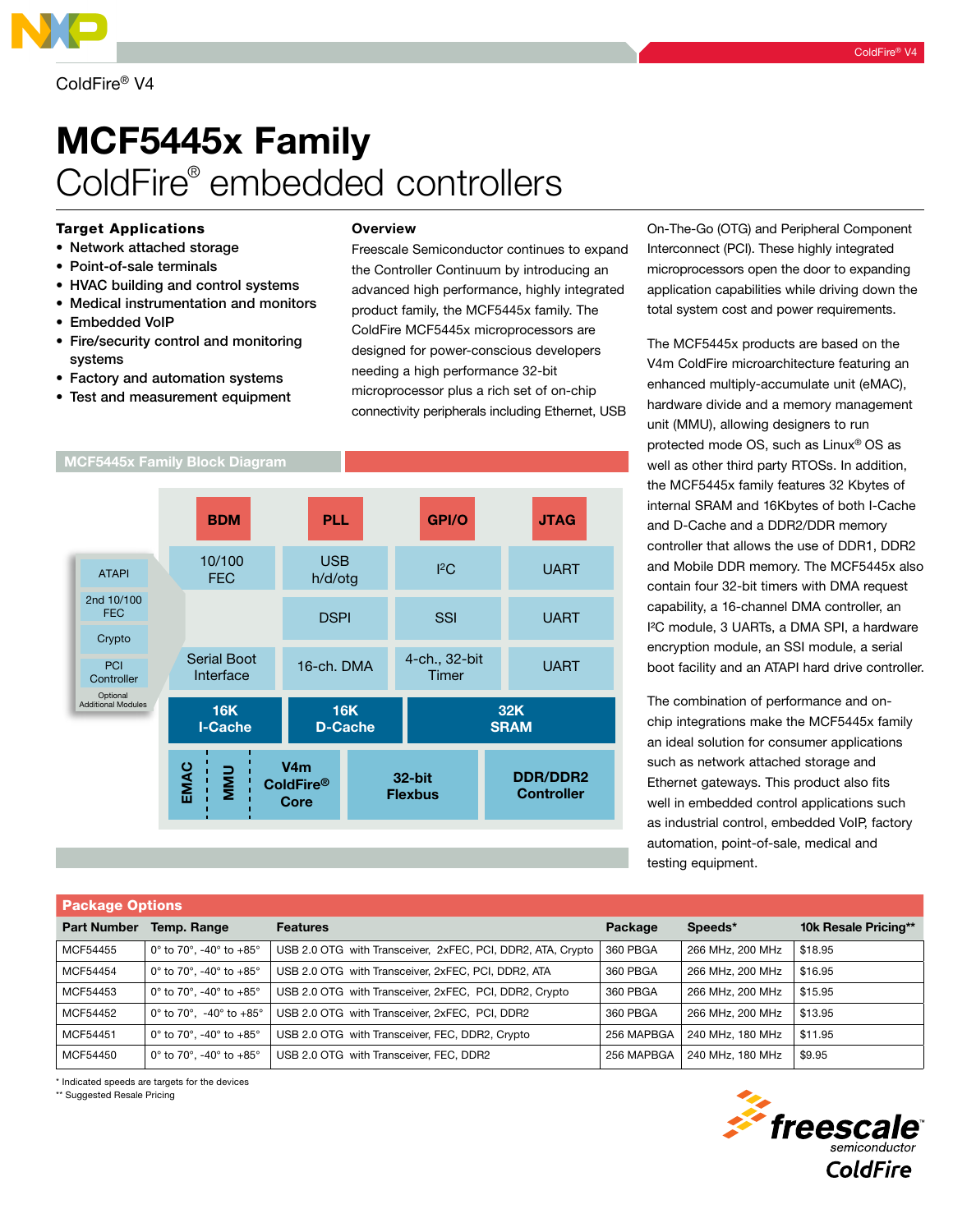ColdFire® V4

# MCF5445x Family

## ColdFire® embedded controllers

### Target Applications

- Network attached storage
- Point-of-sale terminals
- HVAC building and control systems
- Medical instrumentation and monitors
- Embedded VoIP
- Fire/security control and monitoring systems
- Factory and automation systems
- Test and measurement equipment

### Overview

Freescale Semiconductor continues to expand the Controller Continuum by introducing an advanced high performance, highly integrated product family, the MCF5445x family. The ColdFire MCF5445x microprocessors are designed for power-conscious developers needing a high performance 32-bit microprocessor plus a rich set of on-chip connectivity peripherals including Ethernet, USB On-The-Go (OTG) and Peripheral Component Interconnect (PCI). These highly integrated microprocessors open the door to expanding application capabilities while driving down the total system cost and power requirements.

The MCF5445x products are based on the V4m ColdFire microarchitecture featuring an enhanced multiply-accumulate unit (eMAC), hardware divide and a memory management unit (MMU), allowing designers to run protected mode OS, such as Linux® OS as well as other third party RTOSs. In addition, the MCF5445x family features 32 Kbytes of internal SRAM and 16Kbytes of both I-Cache and D-Cache and a DDR2/DDR memory controller that allows the use of DDR1, DDR2 and Mobile DDR memory. The MCF5445x also contain four 32-bit timers with DMA request capability, a 16-channel DMA controller, an I²C module, 3 UARTs, a DMA SPI, a hardware encryption module, an SSI module, a serial boot facility and an ATAPI hard drive controller.

The combination of performance and on-chip integrations make the MCF5445x family an ideal solution for consumer applications such as network attached storage and Ethernet gateways. This product also fits well in embedded control applications such as industrial control, embedded VoIP, factory automation, point-of-sale, medical and testing equipment.

### MCF5445x Family Block Diagram

BDM | PLL | GPI/O | JTAG

10/100 FEC | USB h/d/otg | I²C | UART

DSPI | SSI | UART

Serial Boot Interface | 16-ch. DMA | 4-ch., 32-bit Timer | UART

16K I-Cache | 16K D-Cache | 32K SRAM

EMAC | MMU | V4m ColdFire® Core | 32-bit Flexbus | DDR/DDR2 Controller

Optional Additional Modules: ATAPI, 2nd 10/100 FEC, Crypto, PCI Controller

### Package Options

| Part Number | Temp. Range | Features | Package | Speeds* | 10k Resale Pricing** |
|---|---|---|---|---|---|
| MCF54455 | 0° to 70°, -40° to +85° | USB 2.0 OTG with Transceiver, 2xFEC, PCI, DDR2, ATA, Crypto | 360 PBGA | 266 MHz, 200 MHz | $18.95 |
| MCF54454 | 0° to 70°, -40° to +85° | USB 2.0 OTG with Transceiver, 2xFEC, PCI, DDR2, ATA | 360 PBGA | 266 MHz, 200 MHz | $16.95 |
| MCF54453 | 0° to 70°, -40° to +85° | USB 2.0 OTG with Transceiver, 2xFEC, PCI, DDR2, Crypto | 360 PBGA | 266 MHz, 200 MHz | $15.95 |
| MCF54452 | 0° to 70°, -40° to +85° | USB 2.0 OTG with Transceiver, 2xFEC, PCI, DDR2 | 360 PBGA | 266 MHz, 200 MHz | $13.95 |
| MCF54451 | 0° to 70°, -40° to +85° | USB 2.0 OTG with Transceiver, FEC, DDR2, Crypto | 256 MAPBGA | 240 MHz, 180 MHz | $11.95 |
| MCF54450 | 0° to 70°, -40° to +85° | USB 2.0 OTG with Transceiver, FEC, DDR2 | 256 MAPBGA | 240 MHz, 180 MHz | $9.95 |

\* Indicated speeds are targets for the devices
\** Suggested Resale Pricing

freescale semiconductor ColdFire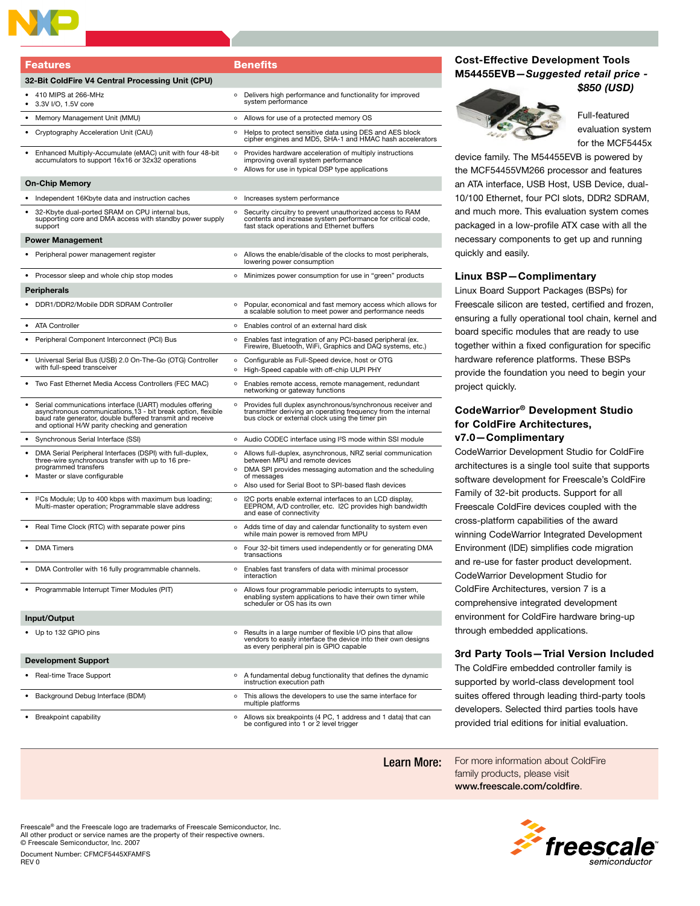| Features | Benefits |
|---|---|
| **32-Bit ColdFire V4 Central Processing Unit (CPU)** | |
| • 410 MIPS at 266-MHz<br>• 3.3V I/O, 1.5V core | ◦ Delivers high performance and functionality for improved system performance |
| • Memory Management Unit (MMU) | ◦ Allows for use of a protected memory OS |
| • Cryptography Acceleration Unit (CAU) | ◦ Helps to protect sensitive data using DES and AES block cipher engines and MD5, SHA-1 and HMAC hash accelerators |
| • Enhanced Multiply-Accumulate (eMAC) unit with four 48-bit accumulators to support 16x16 or 32x32 operations | ◦ Provides hardware acceleration of multiply instructions improving overall system performance<br>◦ Allows for use in typical DSP type applications |
| **On-Chip Memory** | |
| • Independent 16Kbyte data and instruction caches | ◦ Increases system performance |
| • 32-Kbyte dual-ported SRAM on CPU internal bus, supporting core and DMA access with standby power supply support | ◦ Security circuitry to prevent unauthorized access to RAM contents and increase system performance for critical code, fast stack operations and Ethernet buffers |
| **Power Management** | |
| • Peripheral power management register | ◦ Allows the enable/disable of the clocks to most peripherals, lowering power consumption |
| • Processor sleep and whole chip stop modes | ◦ Minimizes power consumption for use in "green" products |
| **Peripherals** | |
| • DDR1/DDR2/Mobile DDR SDRAM Controller | ◦ Popular, economical and fast memory access which allows for a scalable solution to meet power and performance needs |
| • ATA Controller | ◦ Enables control of an external hard disk |
| • Peripheral Component Interconnect (PCI) Bus | ◦ Enables fast integration of any PCI-based peripheral (ex. Firewire, Bluetooth, WiFi, Graphics and DAQ systems, etc.) |
| • Universal Serial Bus (USB) 2.0 On-The-Go (OTG) Controller with full-speed transceiver | ◦ Configurable as Full-Speed device, host or OTG<br>◦ High-Speed capable with off-chip ULPI PHY |
| • Two Fast Ethernet Media Access Controllers (FEC MAC) | ◦ Enables remote access, remote management, redundant networking or gateway functions |
| • Serial communications interface (UART) modules offering asynchronous communications,13 - bit break option, flexible baud rate generator, double buffered transmit and receive and optional H/W parity checking and generation | ◦ Provides full duplex asynchronous/synchronous receiver and transmitter deriving an operating frequency from the internal bus clock or external clock using the timer pin |
| • Synchronous Serial Interface (SSI) | ◦ Audio CODEC interface using I²S mode within SSI module |
| • DMA Serial Peripheral Interfaces (DSPI) with full-duplex, three-wire synchronous transfer with up to 16 pre-programmed transfers<br>• Master or slave configurable | ◦ Allows full-duplex, asynchronous, NRZ serial communication between MPU and remote devices<br>◦ DMA SPI provides messaging automation and the scheduling of messages<br>◦ Also used for Serial Boot to SPI-based flash devices |
| • I²Cs Module; Up to 400 kbps with maximum bus loading; Multi-master operation; Programmable slave address | ◦ I2C ports enable external interfaces to an LCD display, EEPROM, A/D controller, etc. I2C provides high bandwidth and ease of connectivity |
| • Real Time Clock (RTC) with separate power pins | ◦ Adds time of day and calendar functionality to system even while main power is removed from MPU |
| • DMA Timers | ◦ Four 32-bit timers used independently or for generating DMA transactions |
| • DMA Controller with 16 fully programmable channels. | ◦ Enables fast transfers of data with minimal processor interaction |
| • Programmable Interrupt Timer Modules (PIT) | ◦ Allows four programmable periodic interrupts to system, enabling system applications to have their own timer while scheduler or OS has its own |
| **Input/Output** | |
| • Up to 132 GPIO pins | ◦ Results in a large number of flexible I/O pins that allow vendors to easily interface the device into their own designs as every peripheral pin is GPIO capable |
| **Development Support** | |
| • Real-time Trace Support | ◦ A fundamental debug functionality that defines the dynamic instruction execution path |
| • Background Debug Interface (BDM) | ◦ This allows the developers to use the same interface for multiple platforms |
| • Breakpoint capability | ◦ Allows six breakpoints (4 PC, 1 address and 1 data) that can be configured into 1 or 2 level trigger |

## Cost-Effective Development Tools

### M54455EVB—*Suggested retail price - $850 (USD)*

Full-featured evaluation system for the MCF5445x device family. The M54455EVB is powered by the MCF54455VM266 processor and features an ATA interface, USB Host, USB Device, dual-10/100 Ethernet, four PCI slots, DDR2 SDRAM, and much more. This evaluation system comes packaged in a low-profile ATX case with all the necessary components to get up and running quickly and easily.

### Linux BSP—Complimentary

Linux Board Support Packages (BSPs) for Freescale silicon are tested, certified and frozen, ensuring a fully operational tool chain, kernel and board specific modules that are ready to use together within a fixed configuration for specific hardware reference platforms. These BSPs provide the foundation you need to begin your project quickly.

### CodeWarrior® Development Studio for ColdFire Architectures, v7.0—Complimentary

CodeWarrior Development Studio for ColdFire architectures is a single tool suite that supports software development for Freescale's ColdFire Family of 32-bit products. Support for all Freescale ColdFire devices coupled with the cross-platform capabilities of the award winning CodeWarrior Integrated Development Environment (IDE) simplifies code migration and re-use for faster product development. CodeWarrior Development Studio for ColdFire Architectures, version 7 is a comprehensive integrated development environment for ColdFire hardware bring-up through embedded applications.

### 3rd Party Tools—Trial Version Included

The ColdFire embedded controller family is supported by world-class development tool suites offered through leading third-party tools developers. Selected third parties tools have provided trial editions for initial evaluation.

**Learn More:** For more information about ColdFire family products, please visit **www.freescale.com/coldfire**.

Freescale® and the Freescale logo are trademarks of Freescale Semiconductor, Inc. All other product or service names are the property of their respective owners. © Freescale Semiconductor, Inc. 2007

Document Number: CFMCF5445XFAMFS
REV 0